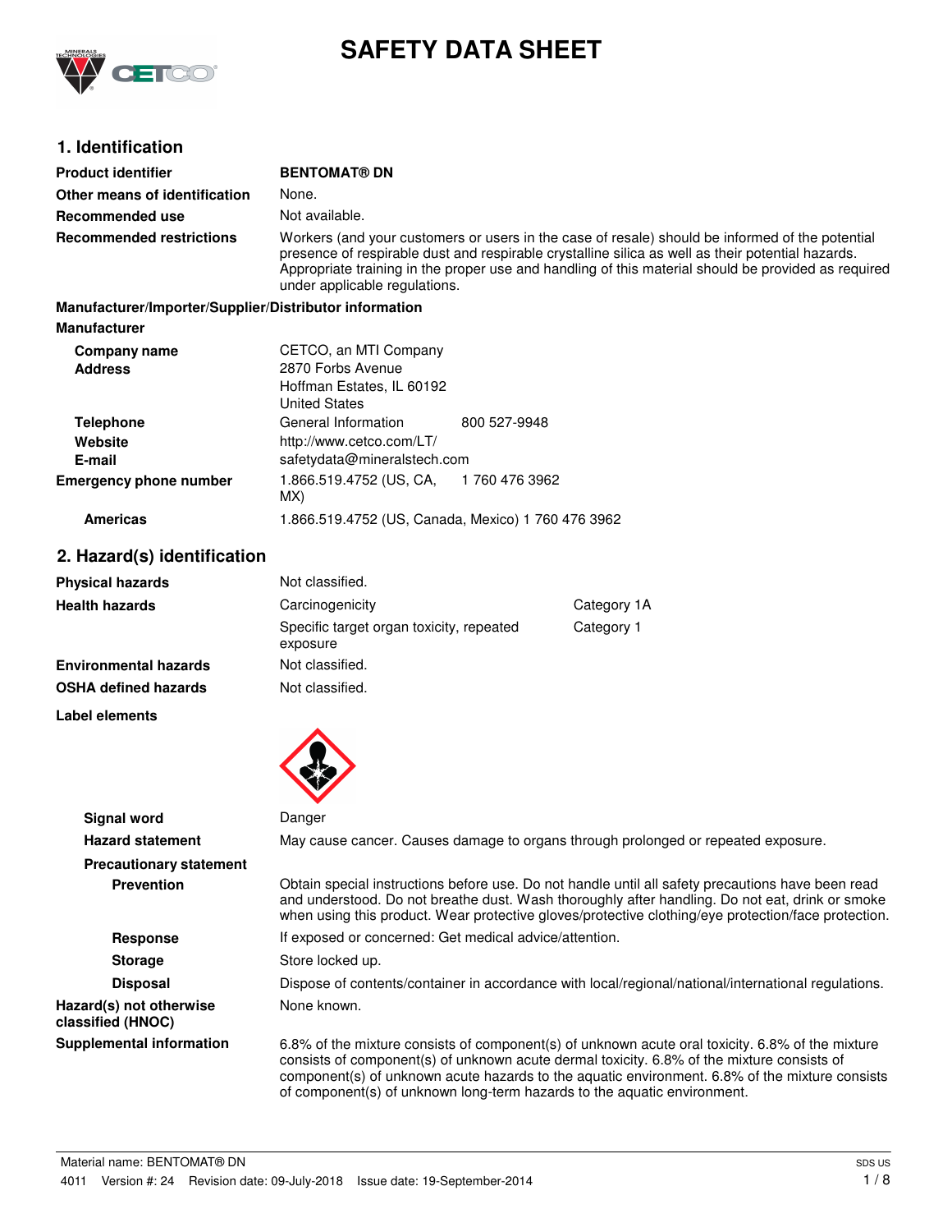# SAFETY DATA SHEET

## 1. Identification

| | |
|---|---|
| **Product identifier** | **BENTOMAT® DN** |
| **Other means of identification** | None. |
| **Recommended use** | Not available. |
| **Recommended restrictions** | Workers (and your customers or users in the case of resale) should be informed of the potential presence of respirable dust and respirable crystalline silica as well as their potential hazards. Appropriate training in the proper use and handling of this material should be provided as required under applicable regulations. |

**Manufacturer/Importer/Supplier/Distributor information**

**Manufacturer**

| | | |
|---|---|---|
| **Company name** | CETCO, an MTI Company | |
| **Address** | 2870 Forbs Avenue<br>Hoffman Estates, IL 60192<br>United States | |
| **Telephone** | General Information | 800 527-9948 |
| **Website** | http://www.cetco.com/LT/ | |
| **E-mail** | safetydata@mineralstech.com | |
| **Emergency phone number** | 1.866.519.4752 (US, CA, MX) | 1 760 476 3962 |
| **Americas** | 1.866.519.4752 (US, Canada, Mexico) 1 760 476 3962 | |

## 2. Hazard(s) identification

| | | |
|---|---|---|
| **Physical hazards** | Not classified. | |
| **Health hazards** | Carcinogenicity | Category 1A |
| | Specific target organ toxicity, repeated exposure | Category 1 |
| **Environmental hazards** | Not classified. | |
| **OSHA defined hazards** | Not classified. | |

**Label elements**

| | |
|---|---|
| **Signal word** | Danger |
| **Hazard statement** | May cause cancer. Causes damage to organs through prolonged or repeated exposure. |
| **Precautionary statement** | |
| **Prevention** | Obtain special instructions before use. Do not handle until all safety precautions have been read and understood. Do not breathe dust. Wash thoroughly after handling. Do not eat, drink or smoke when using this product. Wear protective gloves/protective clothing/eye protection/face protection. |
| **Response** | If exposed or concerned: Get medical advice/attention. |
| **Storage** | Store locked up. |
| **Disposal** | Dispose of contents/container in accordance with local/regional/national/international regulations. |
| **Hazard(s) not otherwise classified (HNOC)** | None known. |
| **Supplemental information** | 6.8% of the mixture consists of component(s) of unknown acute oral toxicity. 6.8% of the mixture consists of component(s) of unknown acute dermal toxicity. 6.8% of the mixture consists of component(s) of unknown acute hazards to the aquatic environment. 6.8% of the mixture consists of component(s) of unknown long-term hazards to the aquatic environment. |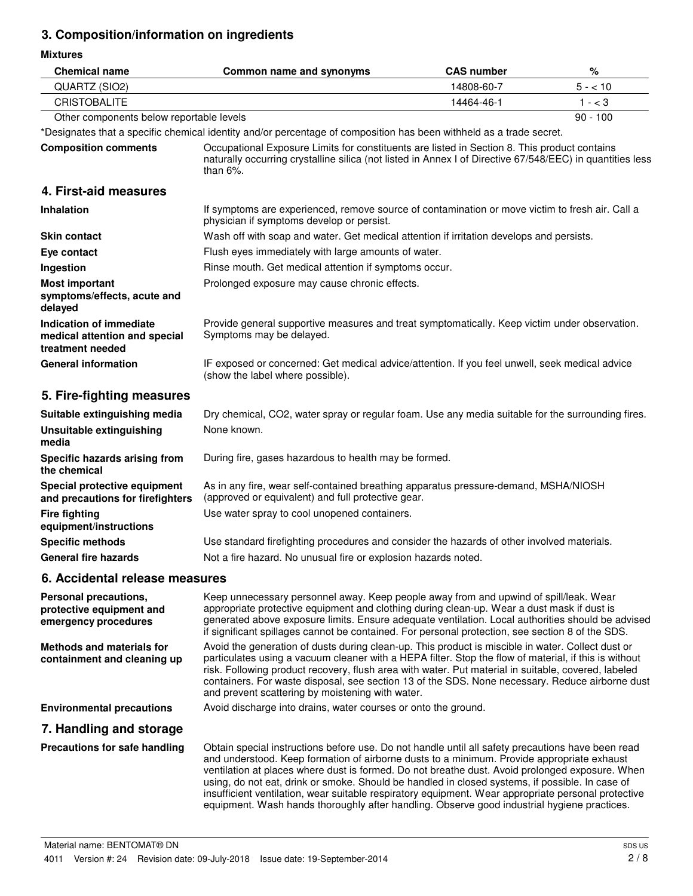## 3. Composition/information on ingredients

**Mixtures**

| Chemical name | Common name and synonyms | CAS number | % |
|---|---|---|---|
| QUARTZ (SIO2) | | 14808-60-7 | 5 - < 10 |
| CRISTOBALITE | | 14464-46-1 | 1 - < 3 |
| Other components below reportable levels | | | 90 - 100 |

*Designates that a specific chemical identity and/or percentage of composition has been withheld as a trade secret.

**Composition comments** Occupational Exposure Limits for constituents are listed in Section 8. This product contains naturally occurring crystalline silica (not listed in Annex I of Directive 67/548/EEC) in quantities less than 6%.

## 4. First-aid measures

**Inhalation** If symptoms are experienced, remove source of contamination or move victim to fresh air. Call a physician if symptoms develop or persist.

**Skin contact** Wash off with soap and water. Get medical attention if irritation develops and persists.

**Eye contact** Flush eyes immediately with large amounts of water.

**Ingestion** Rinse mouth. Get medical attention if symptoms occur.

**Most important symptoms/effects, acute and delayed** Prolonged exposure may cause chronic effects.

**Indication of immediate medical attention and special treatment needed** Provide general supportive measures and treat symptomatically. Keep victim under observation. Symptoms may be delayed.

**General information** IF exposed or concerned: Get medical advice/attention. If you feel unwell, seek medical advice (show the label where possible).

## 5. Fire-fighting measures

**Suitable extinguishing media** Dry chemical, CO2, water spray or regular foam. Use any media suitable for the surrounding fires.

**Unsuitable extinguishing media** None known.

**Specific hazards arising from the chemical** During fire, gases hazardous to health may be formed.

**Special protective equipment and precautions for firefighters** As in any fire, wear self-contained breathing apparatus pressure-demand, MSHA/NIOSH (approved or equivalent) and full protective gear.

**Fire fighting equipment/instructions** Use water spray to cool unopened containers.

**Specific methods** Use standard firefighting procedures and consider the hazards of other involved materials.

**General fire hazards** Not a fire hazard. No unusual fire or explosion hazards noted.

## 6. Accidental release measures

**Personal precautions, protective equipment and emergency procedures** Keep unnecessary personnel away. Keep people away from and upwind of spill/leak. Wear appropriate protective equipment and clothing during clean-up. Wear a dust mask if dust is generated above exposure limits. Ensure adequate ventilation. Local authorities should be advised if significant spillages cannot be contained. For personal protection, see section 8 of the SDS.

**Methods and materials for containment and cleaning up** Avoid the generation of dusts during clean-up. This product is miscible in water. Collect dust or particulates using a vacuum cleaner with a HEPA filter. Stop the flow of material, if this is without risk. Following product recovery, flush area with water. Put material in suitable, covered, labeled containers. For waste disposal, see section 13 of the SDS. None necessary. Reduce airborne dust and prevent scattering by moistening with water.

**Environmental precautions** Avoid discharge into drains, water courses or onto the ground.

## 7. Handling and storage

**Precautions for safe handling** Obtain special instructions before use. Do not handle until all safety precautions have been read and understood. Keep formation of airborne dusts to a minimum. Provide appropriate exhaust ventilation at places where dust is formed. Do not breathe dust. Avoid prolonged exposure. When using, do not eat, drink or smoke. Should be handled in closed systems, if possible. In case of insufficient ventilation, wear suitable respiratory equipment. Wear appropriate personal protective equipment. Wash hands thoroughly after handling. Observe good industrial hygiene practices.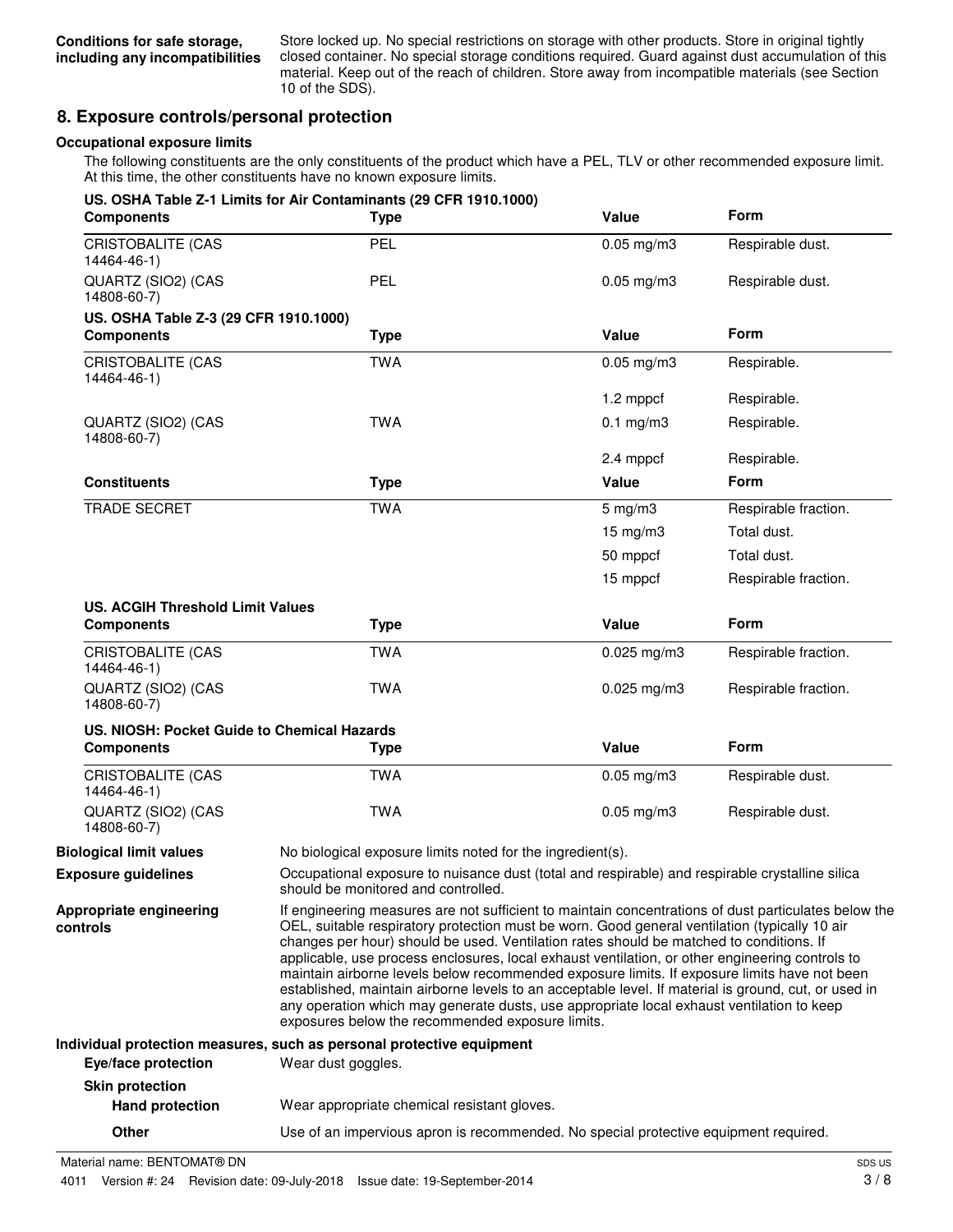**Conditions for safe storage, including any incompatibilities**

Store locked up. No special restrictions on storage with other products. Store in original tightly closed container. No special storage conditions required. Guard against dust accumulation of this material. Keep out of the reach of children. Store away from incompatible materials (see Section 10 of the SDS).

## 8. Exposure controls/personal protection

### Occupational exposure limits

The following constituents are the only constituents of the product which have a PEL, TLV or other recommended exposure limit. At this time, the other constituents have no known exposure limits.

**US. OSHA Table Z-1 Limits for Air Contaminants (29 CFR 1910.1000)**

| Components | Type | Value | Form |
|---|---|---|---|
| CRISTOBALITE (CAS 14464-46-1) | PEL | 0.05 mg/m3 | Respirable dust. |
| QUARTZ (SIO2) (CAS 14808-60-7) | PEL | 0.05 mg/m3 | Respirable dust. |

**US. OSHA Table Z-3 (29 CFR 1910.1000)**

| Components | Type | Value | Form |
|---|---|---|---|
| CRISTOBALITE (CAS 14464-46-1) | TWA | 0.05 mg/m3 | Respirable. |
| | | 1.2 mppcf | Respirable. |
| QUARTZ (SIO2) (CAS 14808-60-7) | TWA | 0.1 mg/m3 | Respirable. |
| | | 2.4 mppcf | Respirable. |

| Constituents | Type | Value | Form |
|---|---|---|---|
| TRADE SECRET | TWA | 5 mg/m3 | Respirable fraction. |
| | | 15 mg/m3 | Total dust. |
| | | 50 mppcf | Total dust. |
| | | 15 mppcf | Respirable fraction. |

**US. ACGIH Threshold Limit Values**

| Components | Type | Value | Form |
|---|---|---|---|
| CRISTOBALITE (CAS 14464-46-1) | TWA | 0.025 mg/m3 | Respirable fraction. |
| QUARTZ (SIO2) (CAS 14808-60-7) | TWA | 0.025 mg/m3 | Respirable fraction. |

**US. NIOSH: Pocket Guide to Chemical Hazards**

| Components | Type | Value | Form |
|---|---|---|---|
| CRISTOBALITE (CAS 14464-46-1) | TWA | 0.05 mg/m3 | Respirable dust. |
| QUARTZ (SIO2) (CAS 14808-60-7) | TWA | 0.05 mg/m3 | Respirable dust. |

**Biological limit values**

No biological exposure limits noted for the ingredient(s).

**Exposure guidelines**

Occupational exposure to nuisance dust (total and respirable) and respirable crystalline silica should be monitored and controlled.

**Appropriate engineering controls**

If engineering measures are not sufficient to maintain concentrations of dust particulates below the OEL, suitable respiratory protection must be worn. Good general ventilation (typically 10 air changes per hour) should be used. Ventilation rates should be matched to conditions. If applicable, use process enclosures, local exhaust ventilation, or other engineering controls to maintain airborne levels below recommended exposure limits. If exposure limits have not been established, maintain airborne levels to an acceptable level. If material is ground, cut, or used in any operation which may generate dusts, use appropriate local exhaust ventilation to keep exposures below the recommended exposure limits.

### Individual protection measures, such as personal protective equipment

**Eye/face protection**

Wear dust goggles.

**Skin protection**

**Hand protection**

Wear appropriate chemical resistant gloves.

**Other**

Use of an impervious apron is recommended. No special protective equipment required.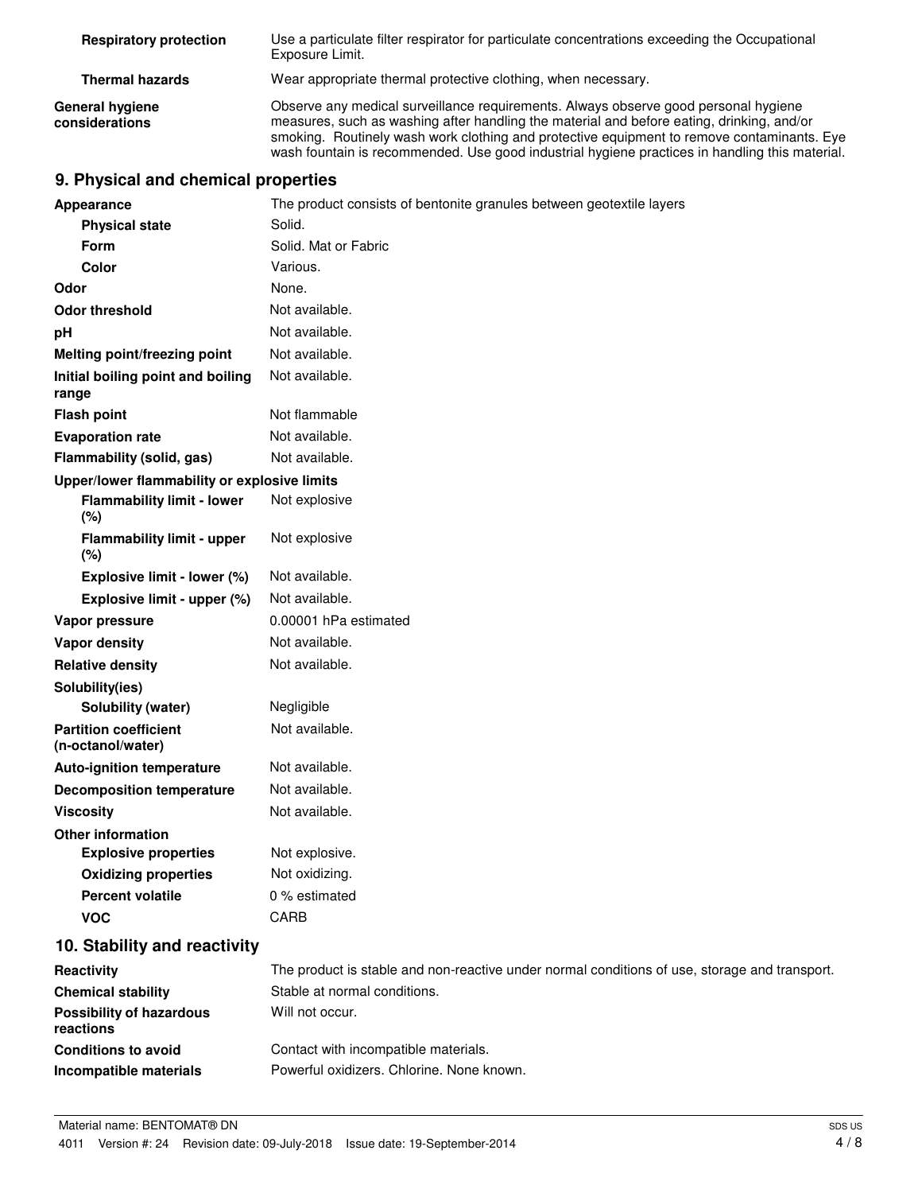| | |
|---|---|
| **Respiratory protection** | Use a particulate filter respirator for particulate concentrations exceeding the Occupational Exposure Limit. |
| **Thermal hazards** | Wear appropriate thermal protective clothing, when necessary. |
| **General hygiene considerations** | Observe any medical surveillance requirements. Always observe good personal hygiene measures, such as washing after handling the material and before eating, drinking, and/or smoking. Routinely wash work clothing and protective equipment to remove contaminants. Eye wash fountain is recommended. Use good industrial hygiene practices in handling this material. |

## 9. Physical and chemical properties

| | |
|---|---|
| **Appearance** | The product consists of bentonite granules between geotextile layers |
| **Physical state** | Solid. |
| **Form** | Solid. Mat or Fabric |
| **Color** | Various. |
| **Odor** | None. |
| **Odor threshold** | Not available. |
| **pH** | Not available. |
| **Melting point/freezing point** | Not available. |
| **Initial boiling point and boiling range** | Not available. |
| **Flash point** | Not flammable |
| **Evaporation rate** | Not available. |
| **Flammability (solid, gas)** | Not available. |
| **Upper/lower flammability or explosive limits** | |
| **Flammability limit - lower (%)** | Not explosive |
| **Flammability limit - upper (%)** | Not explosive |
| **Explosive limit - lower (%)** | Not available. |
| **Explosive limit - upper (%)** | Not available. |
| **Vapor pressure** | 0.00001 hPa estimated |
| **Vapor density** | Not available. |
| **Relative density** | Not available. |
| **Solubility(ies)** | |
| **Solubility (water)** | Negligible |
| **Partition coefficient (n-octanol/water)** | Not available. |
| **Auto-ignition temperature** | Not available. |
| **Decomposition temperature** | Not available. |
| **Viscosity** | Not available. |
| **Other information** | |
| **Explosive properties** | Not explosive. |
| **Oxidizing properties** | Not oxidizing. |
| **Percent volatile** | 0 % estimated |
| **VOC** | CARB |

## 10. Stability and reactivity

| | |
|---|---|
| **Reactivity** | The product is stable and non-reactive under normal conditions of use, storage and transport. |
| **Chemical stability** | Stable at normal conditions. |
| **Possibility of hazardous reactions** | Will not occur. |
| **Conditions to avoid** | Contact with incompatible materials. |
| **Incompatible materials** | Powerful oxidizers. Chlorine. None known. |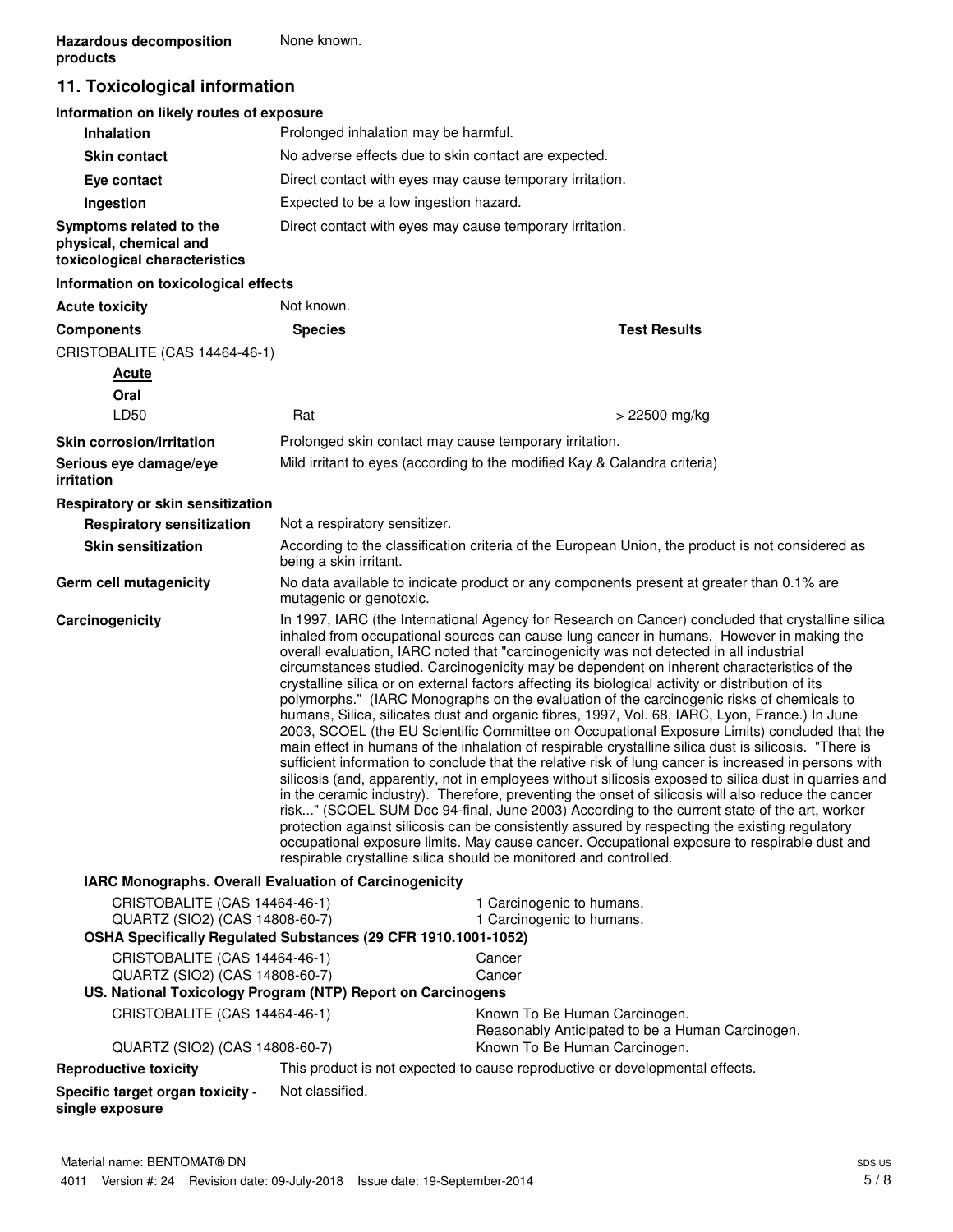**Hazardous decomposition products** None known.

## 11. Toxicological information

**Information on likely routes of exposure**

| | |
|---|---|
| **Inhalation** | Prolonged inhalation may be harmful. |
| **Skin contact** | No adverse effects due to skin contact are expected. |
| **Eye contact** | Direct contact with eyes may cause temporary irritation. |
| **Ingestion** | Expected to be a low ingestion hazard. |
| **Symptoms related to the physical, chemical and toxicological characteristics** | Direct contact with eyes may cause temporary irritation. |

**Information on toxicological effects**

**Acute toxicity** Not known.

| Components | Species | Test Results |
|---|---|---|
| CRISTOBALITE (CAS 14464-46-1) | | |
| ***Acute*** | | |
| **Oral** | | |
| LD50 | Rat | > 22500 mg/kg |

| | |
|---|---|
| **Skin corrosion/irritation** | Prolonged skin contact may cause temporary irritation. |
| **Serious eye damage/eye irritation** | Mild irritant to eyes (according to the modified Kay & Calandra criteria) |

**Respiratory or skin sensitization**

| | |
|---|---|
| **Respiratory sensitization** | Not a respiratory sensitizer. |
| **Skin sensitization** | According to the classification criteria of the European Union, the product is not considered as being a skin irritant. |
| **Germ cell mutagenicity** | No data available to indicate product or any components present at greater than 0.1% are mutagenic or genotoxic. |

**Carcinogenicity**

In 1997, IARC (the International Agency for Research on Cancer) concluded that crystalline silica inhaled from occupational sources can cause lung cancer in humans. However in making the overall evaluation, IARC noted that "carcinogenicity was not detected in all industrial circumstances studied. Carcinogenicity may be dependent on inherent characteristics of the crystalline silica or on external factors affecting its biological activity or distribution of its polymorphs." (IARC Monographs on the evaluation of the carcinogenic risks of chemicals to humans, Silica, silicates dust and organic fibres, 1997, Vol. 68, IARC, Lyon, France.) In June 2003, SCOEL (the EU Scientific Committee on Occupational Exposure Limits) concluded that the main effect in humans of the inhalation of respirable crystalline silica dust is silicosis. "There is sufficient information to conclude that the relative risk of lung cancer is increased in persons with silicosis (and, apparently, not in employees without silicosis exposed to silica dust in quarries and in the ceramic industry). Therefore, preventing the onset of silicosis will also reduce the cancer risk..." (SCOEL SUM Doc 94-final, June 2003) According to the current state of the art, worker protection against silicosis can be consistently assured by respecting the existing regulatory occupational exposure limits. May cause cancer. Occupational exposure to respirable dust and respirable crystalline silica should be monitored and controlled.

**IARC Monographs. Overall Evaluation of Carcinogenicity**

| | |
|---|---|
| CRISTOBALITE (CAS 14464-46-1) | 1 Carcinogenic to humans. |
| QUARTZ (SIO2) (CAS 14808-60-7) | 1 Carcinogenic to humans. |

**OSHA Specifically Regulated Substances (29 CFR 1910.1001-1052)**

| | |
|---|---|
| CRISTOBALITE (CAS 14464-46-1) | Cancer |
| QUARTZ (SIO2) (CAS 14808-60-7) | Cancer |

**US. National Toxicology Program (NTP) Report on Carcinogens**

| | |
|---|---|
| CRISTOBALITE (CAS 14464-46-1) | Known To Be Human Carcinogen.<br>Reasonably Anticipated to be a Human Carcinogen. |
| QUARTZ (SIO2) (CAS 14808-60-7) | Known To Be Human Carcinogen. |

| | |
|---|---|
| **Reproductive toxicity** | This product is not expected to cause reproductive or developmental effects. |
| **Specific target organ toxicity - single exposure** | Not classified. |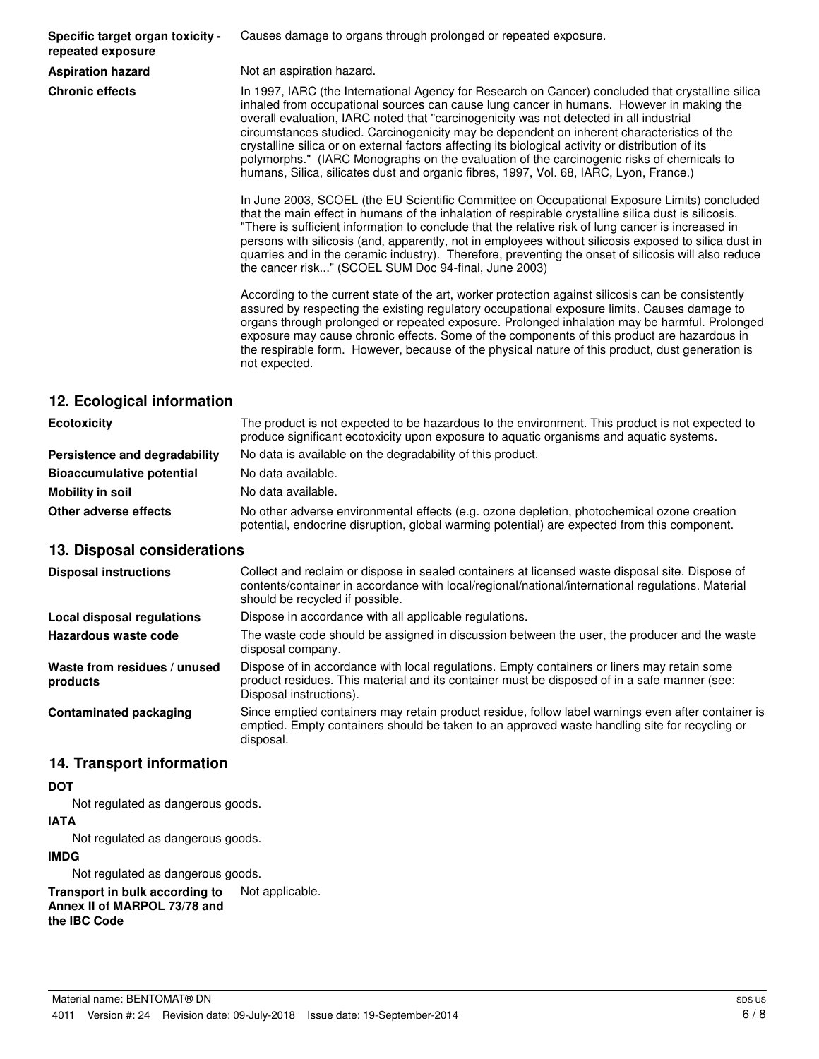| | |
|---|---|
| **Specific target organ toxicity - repeated exposure** | Causes damage to organs through prolonged or repeated exposure. |
| **Aspiration hazard** | Not an aspiration hazard. |
| **Chronic effects** | In 1997, IARC (the International Agency for Research on Cancer) concluded that crystalline silica inhaled from occupational sources can cause lung cancer in humans. However in making the overall evaluation, IARC noted that "carcinogenicity was not detected in all industrial circumstances studied. Carcinogenicity may be dependent on inherent characteristics of the crystalline silica or on external factors affecting its biological activity or distribution of its polymorphs." (IARC Monographs on the evaluation of the carcinogenic risks of chemicals to humans, Silica, silicates dust and organic fibres, 1997, Vol. 68, IARC, Lyon, France.)<br><br>In June 2003, SCOEL (the EU Scientific Committee on Occupational Exposure Limits) concluded that the main effect in humans of the inhalation of respirable crystalline silica dust is silicosis. "There is sufficient information to conclude that the relative risk of lung cancer is increased in persons with silicosis (and, apparently, not in employees without silicosis exposed to silica dust in quarries and in the ceramic industry). Therefore, preventing the onset of silicosis will also reduce the cancer risk..." (SCOEL SUM Doc 94-final, June 2003)<br><br>According to the current state of the art, worker protection against silicosis can be consistently assured by respecting the existing regulatory occupational exposure limits. Causes damage to organs through prolonged or repeated exposure. Prolonged inhalation may be harmful. Prolonged exposure may cause chronic effects. Some of the components of this product are hazardous in the respirable form. However, because of the physical nature of this product, dust generation is not expected. |

## 12. Ecological information

| | |
|---|---|
| **Ecotoxicity** | The product is not expected to be hazardous to the environment. This product is not expected to produce significant ecotoxicity upon exposure to aquatic organisms and aquatic systems. |
| **Persistence and degradability** | No data is available on the degradability of this product. |
| **Bioaccumulative potential** | No data available. |
| **Mobility in soil** | No data available. |
| **Other adverse effects** | No other adverse environmental effects (e.g. ozone depletion, photochemical ozone creation potential, endocrine disruption, global warming potential) are expected from this component. |

## 13. Disposal considerations

| | |
|---|---|
| **Disposal instructions** | Collect and reclaim or dispose in sealed containers at licensed waste disposal site. Dispose of contents/container in accordance with local/regional/national/international regulations. Material should be recycled if possible. |
| **Local disposal regulations** | Dispose in accordance with all applicable regulations. |
| **Hazardous waste code** | The waste code should be assigned in discussion between the user, the producer and the waste disposal company. |
| **Waste from residues / unused products** | Dispose of in accordance with local regulations. Empty containers or liners may retain some product residues. This material and its container must be disposed of in a safe manner (see: Disposal instructions). |
| **Contaminated packaging** | Since emptied containers may retain product residue, follow label warnings even after container is emptied. Empty containers should be taken to an approved waste handling site for recycling or disposal. |

## 14. Transport information

**DOT**

Not regulated as dangerous goods.

**IATA**

Not regulated as dangerous goods.

**IMDG**

Not regulated as dangerous goods.

**Transport in bulk according to Annex II of MARPOL 73/78 and the IBC Code** Not applicable.

Material name: BENTOMAT® DN SDS US

4011 Version #: 24 Revision date: 09-July-2018 Issue date: 19-September-2014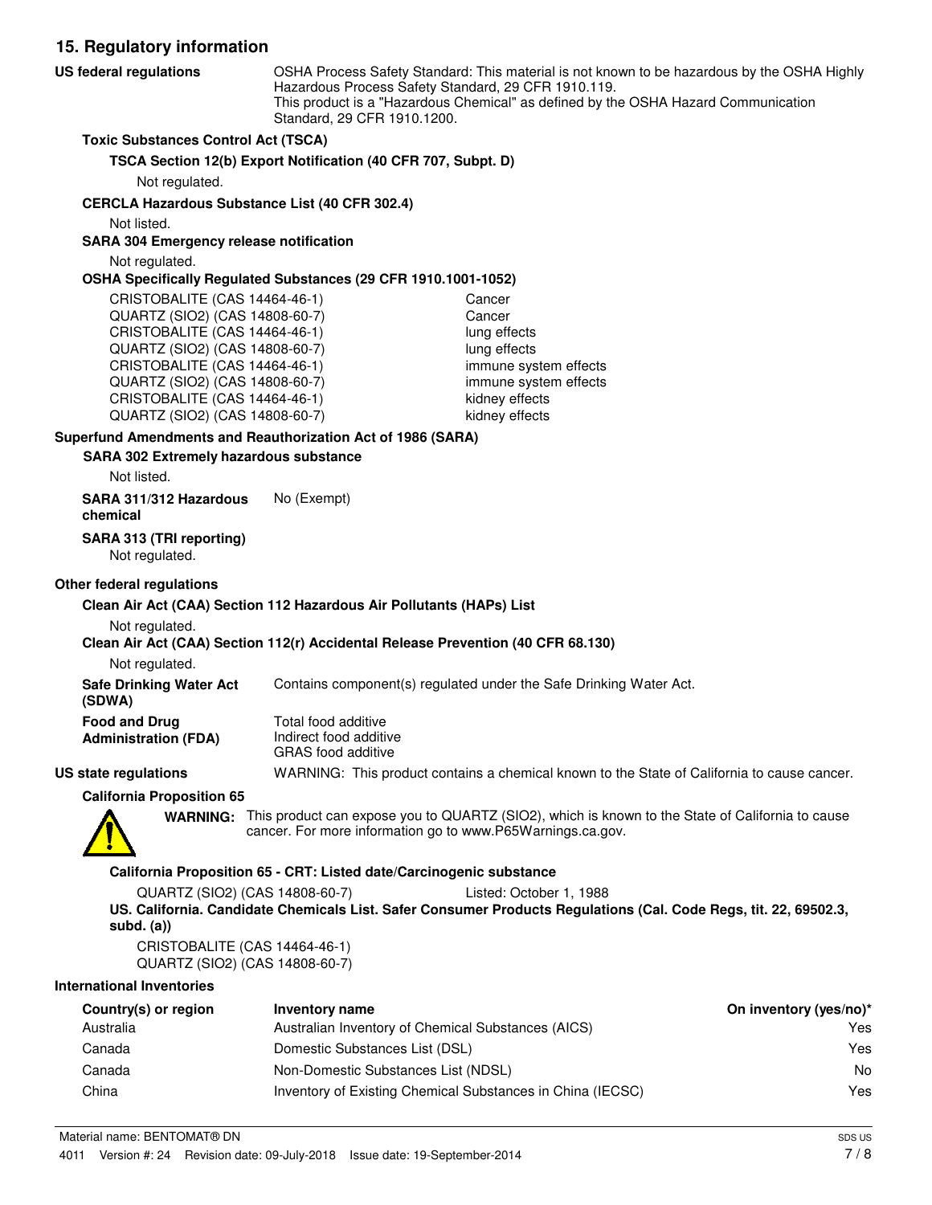## 15. Regulatory information

**US federal regulations**

OSHA Process Safety Standard: This material is not known to be hazardous by the OSHA Highly Hazardous Process Safety Standard, 29 CFR 1910.119.
This product is a "Hazardous Chemical" as defined by the OSHA Hazard Communication Standard, 29 CFR 1910.1200.

**Toxic Substances Control Act (TSCA)**

**TSCA Section 12(b) Export Notification (40 CFR 707, Subpt. D)**

Not regulated.

**CERCLA Hazardous Substance List (40 CFR 302.4)**

Not listed.

**SARA 304 Emergency release notification**

Not regulated.

**OSHA Specifically Regulated Substances (29 CFR 1910.1001-1052)**

| | |
|---|---|
| CRISTOBALITE (CAS 14464-46-1) | Cancer |
| QUARTZ (SIO2) (CAS 14808-60-7) | Cancer |
| CRISTOBALITE (CAS 14464-46-1) | lung effects |
| QUARTZ (SIO2) (CAS 14808-60-7) | lung effects |
| CRISTOBALITE (CAS 14464-46-1) | immune system effects |
| QUARTZ (SIO2) (CAS 14808-60-7) | immune system effects |
| CRISTOBALITE (CAS 14464-46-1) | kidney effects |
| QUARTZ (SIO2) (CAS 14808-60-7) | kidney effects |

**Superfund Amendments and Reauthorization Act of 1986 (SARA)**

**SARA 302 Extremely hazardous substance**

Not listed.

**SARA 311/312 Hazardous chemical** No (Exempt)

**SARA 313 (TRI reporting)**

Not regulated.

**Other federal regulations**

**Clean Air Act (CAA) Section 112 Hazardous Air Pollutants (HAPs) List**

Not regulated.

**Clean Air Act (CAA) Section 112(r) Accidental Release Prevention (40 CFR 68.130)**

Not regulated.

**Safe Drinking Water Act (SDWA)** Contains component(s) regulated under the Safe Drinking Water Act.

**Food and Drug Administration (FDA)** Total food additive
Indirect food additive
GRAS food additive

**US state regulations** WARNING: This product contains a chemical known to the State of California to cause cancer.

**California Proposition 65**

**WARNING:** This product can expose you to QUARTZ (SIO2), which is known to the State of California to cause cancer. For more information go to www.P65Warnings.ca.gov.

**California Proposition 65 - CRT: Listed date/Carcinogenic substance**

QUARTZ (SIO2) (CAS 14808-60-7) Listed: October 1, 1988

**US. California. Candidate Chemicals List. Safer Consumer Products Regulations (Cal. Code Regs, tit. 22, 69502.3, subd. (a))**

CRISTOBALITE (CAS 14464-46-1)
QUARTZ (SIO2) (CAS 14808-60-7)

**International Inventories**

| Country(s) or region | Inventory name | On inventory (yes/no)* |
|---|---|---|
| Australia | Australian Inventory of Chemical Substances (AICS) | Yes |
| Canada | Domestic Substances List (DSL) | Yes |
| Canada | Non-Domestic Substances List (NDSL) | No |
| China | Inventory of Existing Chemical Substances in China (IECSC) | Yes |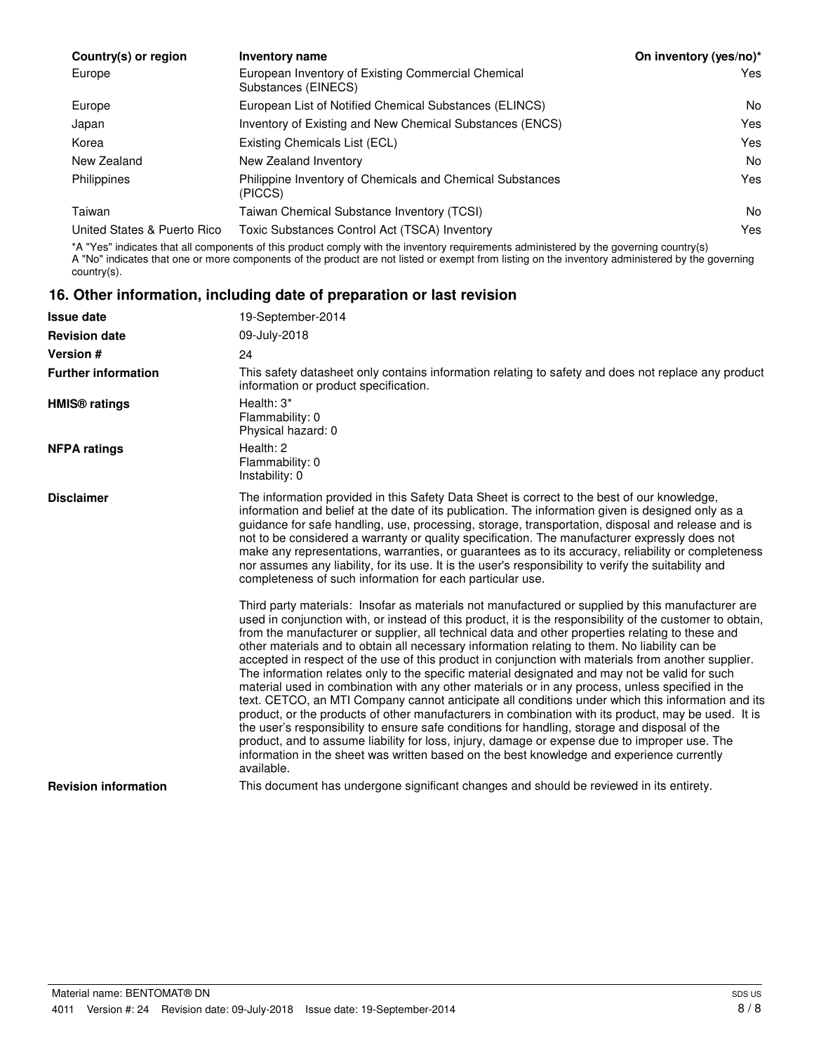| Country(s) or region | Inventory name | On inventory (yes/no)* |
| --- | --- | --- |
| Europe | European Inventory of Existing Commercial Chemical Substances (EINECS) | Yes |
| Europe | European List of Notified Chemical Substances (ELINCS) | No |
| Japan | Inventory of Existing and New Chemical Substances (ENCS) | Yes |
| Korea | Existing Chemicals List (ECL) | Yes |
| New Zealand | New Zealand Inventory | No |
| Philippines | Philippine Inventory of Chemicals and Chemical Substances (PICCS) | Yes |
| Taiwan | Taiwan Chemical Substance Inventory (TCSI) | No |
| United States & Puerto Rico | Toxic Substances Control Act (TSCA) Inventory | Yes |

*A "Yes" indicates that all components of this product comply with the inventory requirements administered by the governing country(s)
A "No" indicates that one or more components of the product are not listed or exempt from listing on the inventory administered by the governing country(s).

## 16. Other information, including date of preparation or last revision

**Issue date**
19-September-2014

**Revision date**
09-July-2018

**Version #**
24

**Further information**
This safety datasheet only contains information relating to safety and does not replace any product information or product specification.

**HMIS® ratings**
Health: 3*
Flammability: 0
Physical hazard: 0

**NFPA ratings**
Health: 2
Flammability: 0
Instability: 0

**Disclaimer**
The information provided in this Safety Data Sheet is correct to the best of our knowledge, information and belief at the date of its publication. The information given is designed only as a guidance for safe handling, use, processing, storage, transportation, disposal and release and is not to be considered a warranty or quality specification. The manufacturer expressly does not make any representations, warranties, or guarantees as to its accuracy, reliability or completeness nor assumes any liability, for its use. It is the user's responsibility to verify the suitability and completeness of such information for each particular use.

Third party materials: Insofar as materials not manufactured or supplied by this manufacturer are used in conjunction with, or instead of this product, it is the responsibility of the customer to obtain, from the manufacturer or supplier, all technical data and other properties relating to these and other materials and to obtain all necessary information relating to them. No liability can be accepted in respect of the use of this product in conjunction with materials from another supplier. The information relates only to the specific material designated and may not be valid for such material used in combination with any other materials or in any process, unless specified in the text. CETCO, an MTI Company cannot anticipate all conditions under which this information and its product, or the products of other manufacturers in combination with its product, may be used. It is the user's responsibility to ensure safe conditions for handling, storage and disposal of the product, and to assume liability for loss, injury, damage or expense due to improper use. The information in the sheet was written based on the best knowledge and experience currently available.

**Revision information**
This document has undergone significant changes and should be reviewed in its entirety.